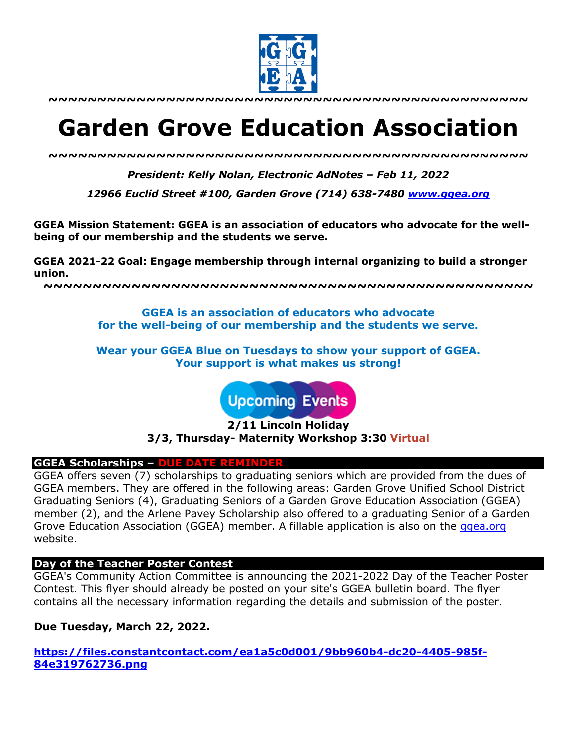~~~~~~~~~~~~~~~~~~~~~~~~~~~~~~~~~~~~~~~~~~~~~~~~~~

# Garden Grove Education Association

~~~~~~~~~~~~~~~~~~~~~~~~~~~~~~~~~~~~~~~~~~~~~~~~~~

***President: Kelly Nolan, Electronic AdNotes – Feb 11, 2022***

***12966 Euclid Street #100, Garden Grove (714) 638-7480 [www.ggea.org](http://www.ggea.org)***

**GGEA Mission Statement: GGEA is an association of educators who advocate for the well-being of our membership and the students we serve.**

**GGEA 2021-22 Goal: Engage membership through internal organizing to build a stronger union.**

~~~~~~~~~~~~~~~~~~~~~~~~~~~~~~~~~~~~~~~~~~~~~~~~~~

**GGEA is an association of educators who advocate for the well-being of our membership and the students we serve.**

**Wear your GGEA Blue on Tuesdays to show your support of GGEA. Your support is what makes us strong!**

**Upcoming Events**

**2/11 Lincoln Holiday**

**3/3, Thursday- Maternity Workshop 3:30 Virtual**

## GGEA Scholarships – DUE DATE REMINDER

GGEA offers seven (7) scholarships to graduating seniors which are provided from the dues of GGEA members. They are offered in the following areas: Garden Grove Unified School District Graduating Seniors (4), Graduating Seniors of a Garden Grove Education Association (GGEA) member (2), and the Arlene Pavey Scholarship also offered to a graduating Senior of a Garden Grove Education Association (GGEA) member. A fillable application is also on the [ggea.org](http://ggea.org) website.

## Day of the Teacher Poster Contest

GGEA's Community Action Committee is announcing the 2021-2022 Day of the Teacher Poster Contest. This flyer should already be posted on your site's GGEA bulletin board. The flyer contains all the necessary information regarding the details and submission of the poster.

**Due Tuesday, March 22, 2022.**

**[https://files.constantcontact.com/ea1a5c0d001/9bb960b4-dc20-4405-985f-84e319762736.png](https://files.constantcontact.com/ea1a5c0d001/9bb960b4-dc20-4405-985f-84e319762736.png)**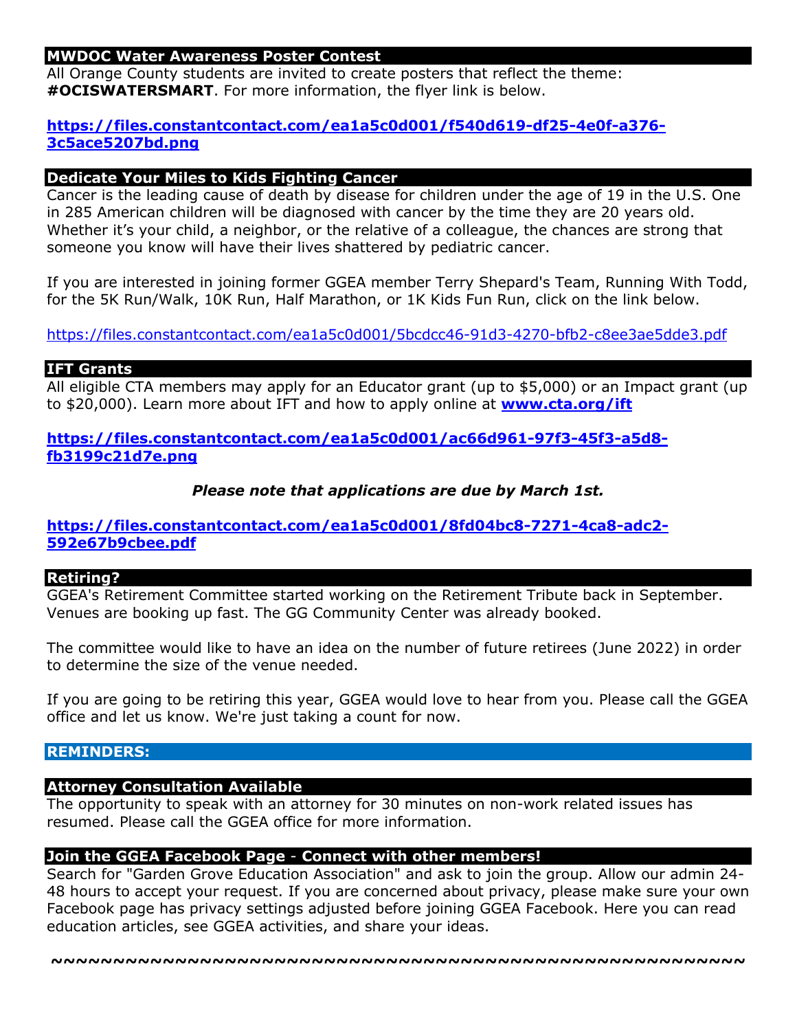## MWDOC Water Awareness Poster Contest

All Orange County students are invited to create posters that reflect the theme: **#OCISWATERSMART**. For more information, the flyer link is below.

**https://files.constantcontact.com/ea1a5c0d001/f540d619-df25-4e0f-a376-3c5ace5207bd.png**

## Dedicate Your Miles to Kids Fighting Cancer

Cancer is the leading cause of death by disease for children under the age of 19 in the U.S. One in 285 American children will be diagnosed with cancer by the time they are 20 years old. Whether it's your child, a neighbor, or the relative of a colleague, the chances are strong that someone you know will have their lives shattered by pediatric cancer.

If you are interested in joining former GGEA member Terry Shepard's Team, Running With Todd, for the 5K Run/Walk, 10K Run, Half Marathon, or 1K Kids Fun Run, click on the link below.

https://files.constantcontact.com/ea1a5c0d001/5bcdcc46-91d3-4270-bfb2-c8ee3ae5dde3.pdf

## IFT Grants

All eligible CTA members may apply for an Educator grant (up to $5,000) or an Impact grant (up to $20,000). Learn more about IFT and how to apply online at **www.cta.org/ift**

**https://files.constantcontact.com/ea1a5c0d001/ac66d961-97f3-45f3-a5d8-fb3199c21d7e.png**

***Please note that applications are due by March 1st.***

**https://files.constantcontact.com/ea1a5c0d001/8fd04bc8-7271-4ca8-adc2-592e67b9cbee.pdf**

## Retiring?

GGEA's Retirement Committee started working on the Retirement Tribute back in September. Venues are booking up fast. The GG Community Center was already booked.

The committee would like to have an idea on the number of future retirees (June 2022) in order to determine the size of the venue needed.

If you are going to be retiring this year, GGEA would love to hear from you. Please call the GGEA office and let us know. We're just taking a count for now.

## REMINDERS:

## Attorney Consultation Available

The opportunity to speak with an attorney for 30 minutes on non-work related issues has resumed. Please call the GGEA office for more information.

## Join the GGEA Facebook Page - Connect with other members!

Search for "Garden Grove Education Association" and ask to join the group. Allow our admin 24-48 hours to accept your request. If you are concerned about privacy, please make sure your own Facebook page has privacy settings adjusted before joining GGEA Facebook. Here you can read education articles, see GGEA activities, and share your ideas.

**~~~~~~~~~~~~~~~~~~~~~~~~~~~~~~~~~~~~~~~~~~~~~~~~~~~~~~~~~~~**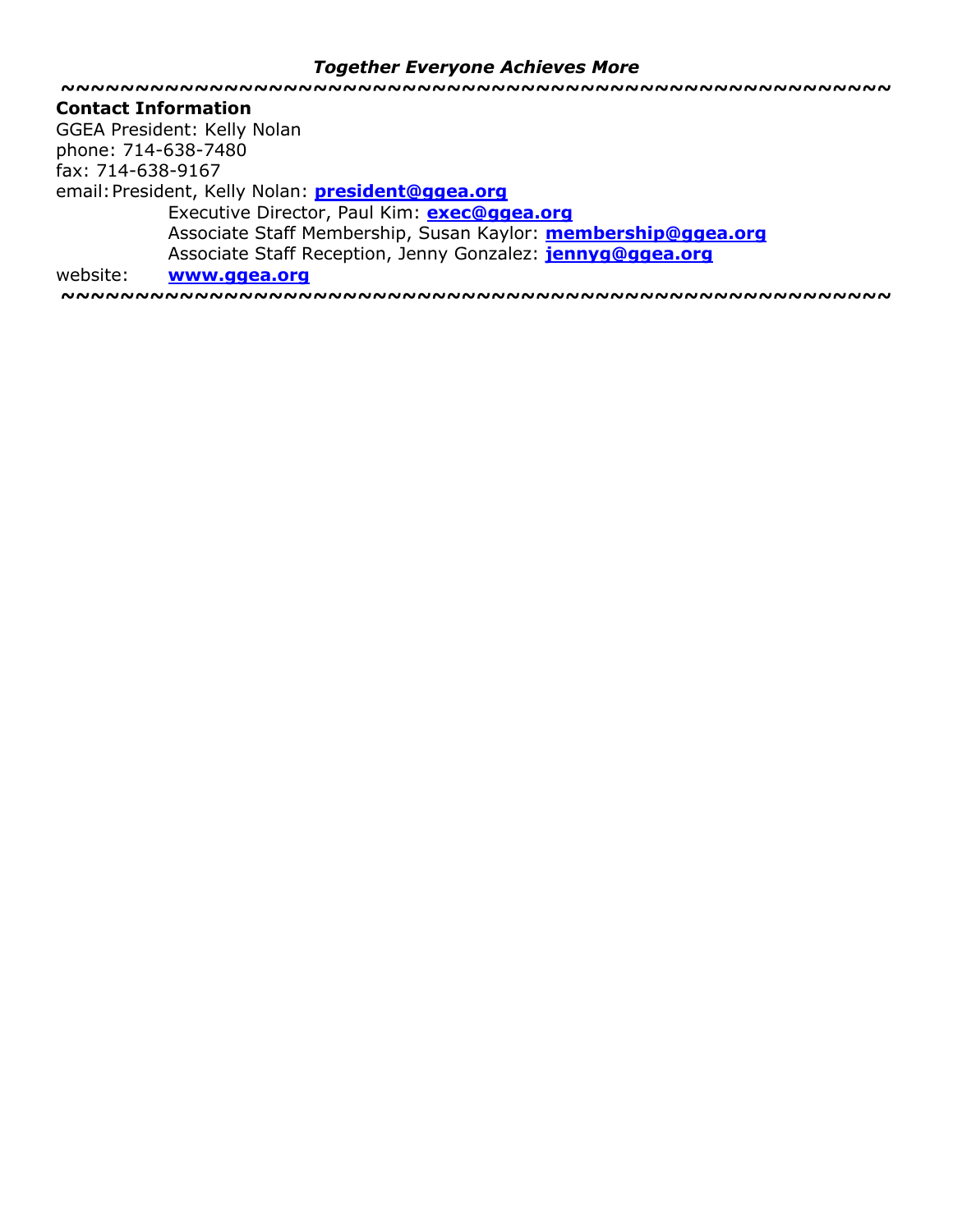***Together Everyone Achieves More***

~~~~~~~~~~~~~~~~~~~~~~~~~~~~~~~~~~~~~~~~~~~~~~~~~~~~~~~~~~

**Contact Information**

GGEA President: Kelly Nolan
phone: 714-638-7480
fax: 714-638-9167
email: President, Kelly Nolan: **president@ggea.org**
Executive Director, Paul Kim: **exec@ggea.org**
Associate Staff Membership, Susan Kaylor: **membership@ggea.org**
Associate Staff Reception, Jenny Gonzalez: **jennyg@ggea.org**
website: **www.ggea.org**

~~~~~~~~~~~~~~~~~~~~~~~~~~~~~~~~~~~~~~~~~~~~~~~~~~~~~~~~~~